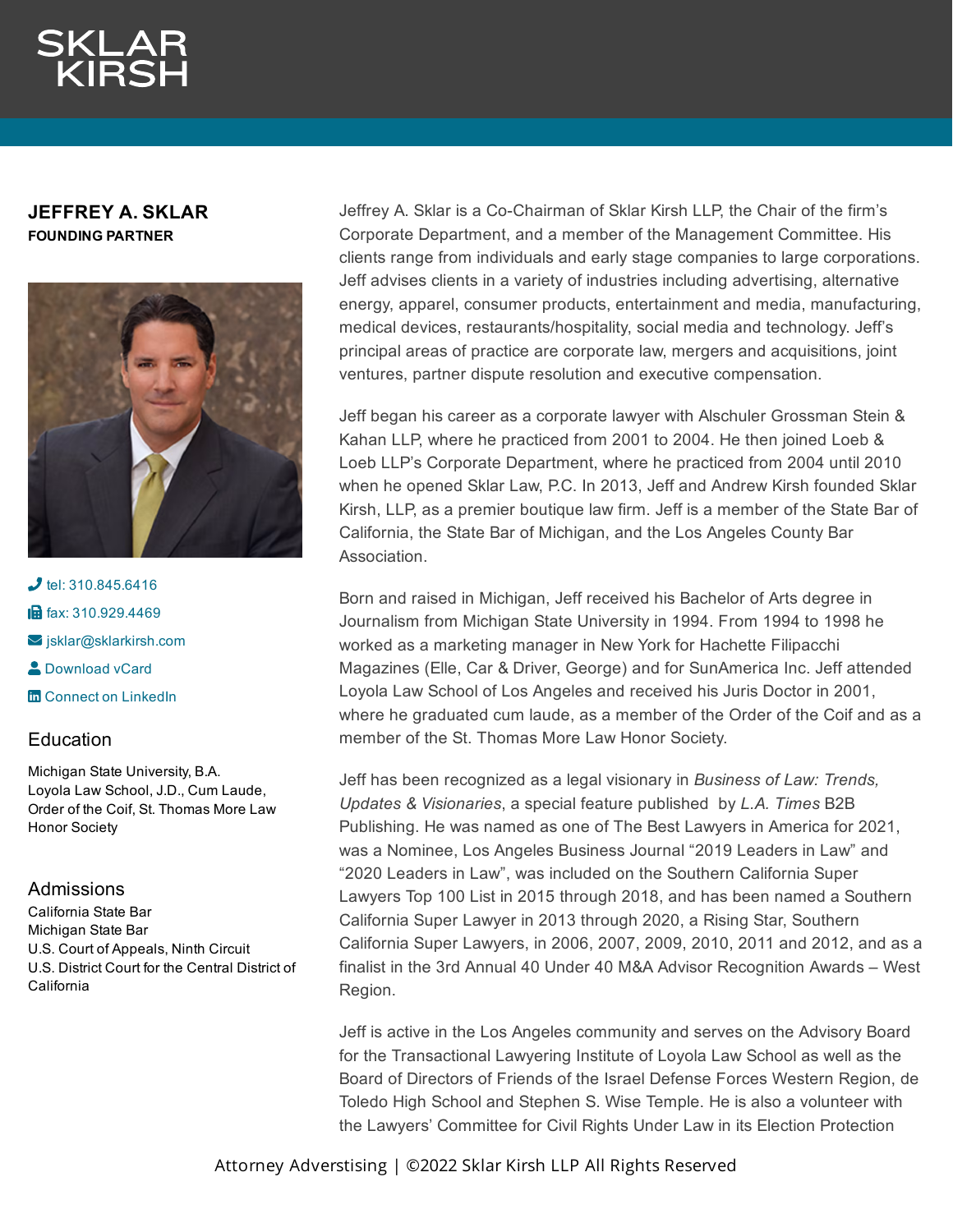SKLAR KIRSH

# JEFFREY A. SKLAR

**FOUNDING PARTNER**

tel: 310.845.6416

fax: 310.929.4469

jsklar@sklarkirsh.com

Download vCard

Connect on LinkedIn

## Education

Michigan State University, B.A.
Loyola Law School, J.D., Cum Laude, Order of the Coif, St. Thomas More Law Honor Society

## Admissions

California State Bar
Michigan State Bar
U.S. Court of Appeals, Ninth Circuit
U.S. District Court for the Central District of California

Jeffrey A. Sklar is a Co-Chairman of Sklar Kirsh LLP, the Chair of the firm's Corporate Department, and a member of the Management Committee. His clients range from individuals and early stage companies to large corporations. Jeff advises clients in a variety of industries including advertising, alternative energy, apparel, consumer products, entertainment and media, manufacturing, medical devices, restaurants/hospitality, social media and technology. Jeff's principal areas of practice are corporate law, mergers and acquisitions, joint ventures, partner dispute resolution and executive compensation.

Jeff began his career as a corporate lawyer with Alschuler Grossman Stein & Kahan LLP, where he practiced from 2001 to 2004. He then joined Loeb & Loeb LLP's Corporate Department, where he practiced from 2004 until 2010 when he opened Sklar Law, P.C. In 2013, Jeff and Andrew Kirsh founded Sklar Kirsh, LLP, as a premier boutique law firm. Jeff is a member of the State Bar of California, the State Bar of Michigan, and the Los Angeles County Bar Association.

Born and raised in Michigan, Jeff received his Bachelor of Arts degree in Journalism from Michigan State University in 1994. From 1994 to 1998 he worked as a marketing manager in New York for Hachette Filipacchi Magazines (Elle, Car & Driver, George) and for SunAmerica Inc. Jeff attended Loyola Law School of Los Angeles and received his Juris Doctor in 2001, where he graduated cum laude, as a member of the Order of the Coif and as a member of the St. Thomas More Law Honor Society.

Jeff has been recognized as a legal visionary in *Business of Law: Trends, Updates & Visionaries*, a special feature published by *L.A. Times* B2B Publishing. He was named as one of The Best Lawyers in America for 2021, was a Nominee, Los Angeles Business Journal "2019 Leaders in Law" and "2020 Leaders in Law", was included on the Southern California Super Lawyers Top 100 List in 2015 through 2018, and has been named a Southern California Super Lawyer in 2013 through 2020, a Rising Star, Southern California Super Lawyers, in 2006, 2007, 2009, 2010, 2011 and 2012, and as a finalist in the 3rd Annual 40 Under 40 M&A Advisor Recognition Awards – West Region.

Jeff is active in the Los Angeles community and serves on the Advisory Board for the Transactional Lawyering Institute of Loyola Law School as well as the Board of Directors of Friends of the Israel Defense Forces Western Region, de Toledo High School and Stephen S. Wise Temple. He is also a volunteer with the Lawyers' Committee for Civil Rights Under Law in its Election Protection

Attorney Adverstising | ©2022 Sklar Kirsh LLP All Rights Reserved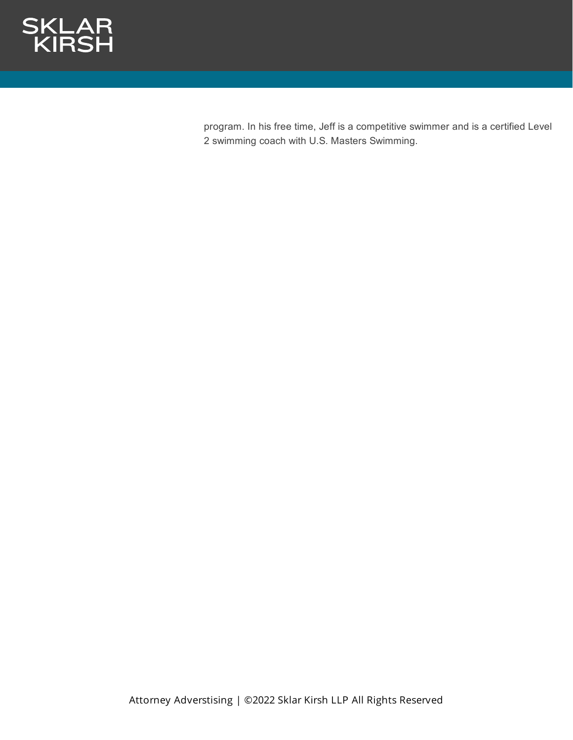program. In his free time, Jeff is a competitive swimmer and is a certified Level 2 swimming coach with U.S. Masters Swimming.